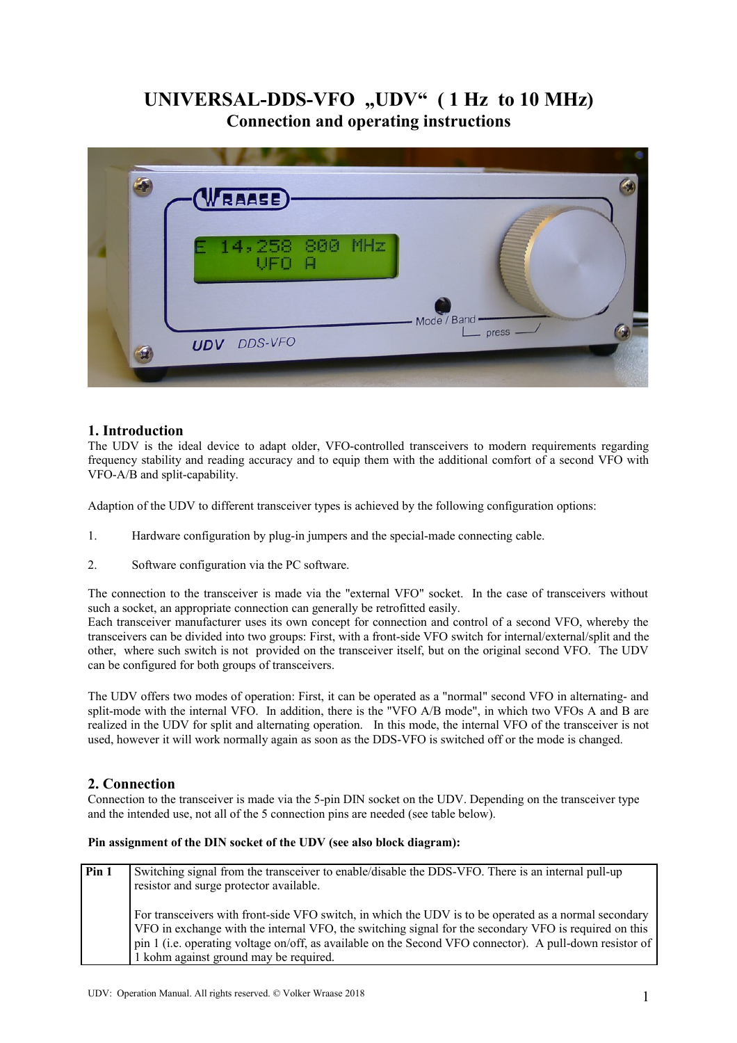# UNIVERSAL-DDS-VFO „UDV“ ( 1 Hz to 10 MHz)

## Connection and operating instructions

## 1. Introduction

The UDV is the ideal device to adapt older, VFO-controlled transceivers to modern requirements regarding frequency stability and reading accuracy and to equip them with the additional comfort of a second VFO with VFO-A/B and split-capability.

Adaption of the UDV to different transceiver types is achieved by the following configuration options:

1. Hardware configuration by plug-in jumpers and the special-made connecting cable.
2. Software configuration via the PC software.

The connection to the transceiver is made via the "external VFO" socket. In the case of transceivers without such a socket, an appropriate connection can generally be retrofitted easily.
Each transceiver manufacturer uses its own concept for connection and control of a second VFO, whereby the transceivers can be divided into two groups: First, with a front-side VFO switch for internal/external/split and the other, where such switch is not provided on the transceiver itself, but on the original second VFO. The UDV can be configured for both groups of transceivers.

The UDV offers two modes of operation: First, it can be operated as a "normal" second VFO in alternating- and split-mode with the internal VFO. In addition, there is the "VFO A/B mode", in which two VFOs A and B are realized in the UDV for split and alternating operation. In this mode, the internal VFO of the transceiver is not used, however it will work normally again as soon as the DDS-VFO is switched off or the mode is changed.

## 2. Connection

Connection to the transceiver is made via the 5-pin DIN socket on the UDV. Depending on the transceiver type and the intended use, not all of the 5 connection pins are needed (see table below).

**Pin assignment of the DIN socket of the UDV (see also block diagram):**

| | |
|---|---|
| **Pin 1** | Switching signal from the transceiver to enable/disable the DDS-VFO. There is an internal pull-up resistor and surge protector available.<br><br>For transceivers with front-side VFO switch, in which the UDV is to be operated as a normal secondary VFO in exchange with the internal VFO, the switching signal for the secondary VFO is required on this pin 1 (i.e. operating voltage on/off, as available on the Second VFO connector). A pull-down resistor of 1 kohm against ground may be required. |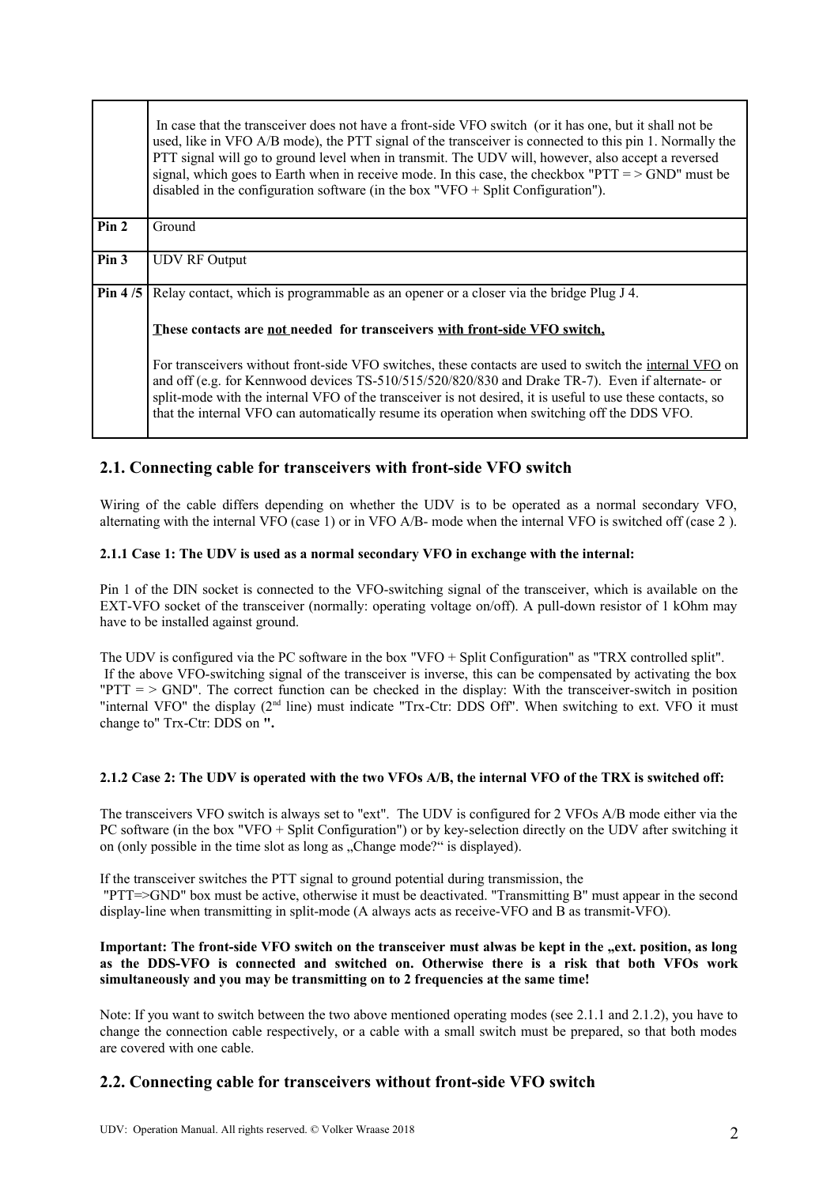| | |
|---|---|
| | In case that the transceiver does not have a front-side VFO switch (or it has one, but it shall not be used, like in VFO A/B mode), the PTT signal of the transceiver is connected to this pin 1. Normally the PTT signal will go to ground level when in transmit. The UDV will, however, also accept a reversed signal, which goes to Earth when in receive mode. In this case, the checkbox "PTT = > GND" must be disabled in the configuration software (in the box "VFO + Split Configuration"). |
| **Pin 2** | Ground |
| **Pin 3** | UDV RF Output |
| **Pin 4 /5** | Relay contact, which is programmable as an opener or a closer via the bridge Plug J 4.<br><br>**These contacts are not needed for transceivers with front-side VFO switch,**<br><br>For transceivers without front-side VFO switches, these contacts are used to switch the internal VFO on and off (e.g. for Kennwood devices TS-510/515/520/820/830 and Drake TR-7). Even if alternate- or split-mode with the internal VFO of the transceiver is not desired, it is useful to use these contacts, so that the internal VFO can automatically resume its operation when switching off the DDS VFO. |

## 2.1. Connecting cable for transceivers with front-side VFO switch

Wiring of the cable differs depending on whether the UDV is to be operated as a normal secondary VFO, alternating with the internal VFO (case 1) or in VFO A/B- mode when the internal VFO is switched off (case 2 ).

#### 2.1.1 Case 1: The UDV is used as a normal secondary VFO in exchange with the internal:

Pin 1 of the DIN socket is connected to the VFO-switching signal of the transceiver, which is available on the EXT-VFO socket of the transceiver (normally: operating voltage on/off). A pull-down resistor of 1 kOhm may have to be installed against ground.

The UDV is configured via the PC software in the box "VFO + Split Configuration" as "TRX controlled split". If the above VFO-switching signal of the transceiver is inverse, this can be compensated by activating the box "PTT = > GND". The correct function can be checked in the display: With the transceiver-switch in position "internal VFO" the display (2nd line) must indicate "Trx-Ctr: DDS Off". When switching to ext. VFO it must change to" Trx-Ctr: DDS on **".**

#### 2.1.2 Case 2: The UDV is operated with the two VFOs A/B, the internal VFO of the TRX is switched off:

The transceivers VFO switch is always set to "ext". The UDV is configured for 2 VFOs A/B mode either via the PC software (in the box "VFO + Split Configuration") or by key-selection directly on the UDV after switching it on (only possible in the time slot as long as „Change mode?" is displayed).

If the transceiver switches the PTT signal to ground potential during transmission, the "PTT=>GND" box must be active, otherwise it must be deactivated. "Transmitting B" must appear in the second display-line when transmitting in split-mode (A always acts as receive-VFO and B as transmit-VFO).

**Important: The front-side VFO switch on the transceiver must alwas be kept in the „ext. position, as long as the DDS-VFO is connected and switched on. Otherwise there is a risk that both VFOs work simultaneously and you may be transmitting on to 2 frequencies at the same time!**

Note: If you want to switch between the two above mentioned operating modes (see 2.1.1 and 2.1.2), you have to change the connection cable respectively, or a cable with a small switch must be prepared, so that both modes are covered with one cable.

## 2.2. Connecting cable for transceivers without front-side VFO switch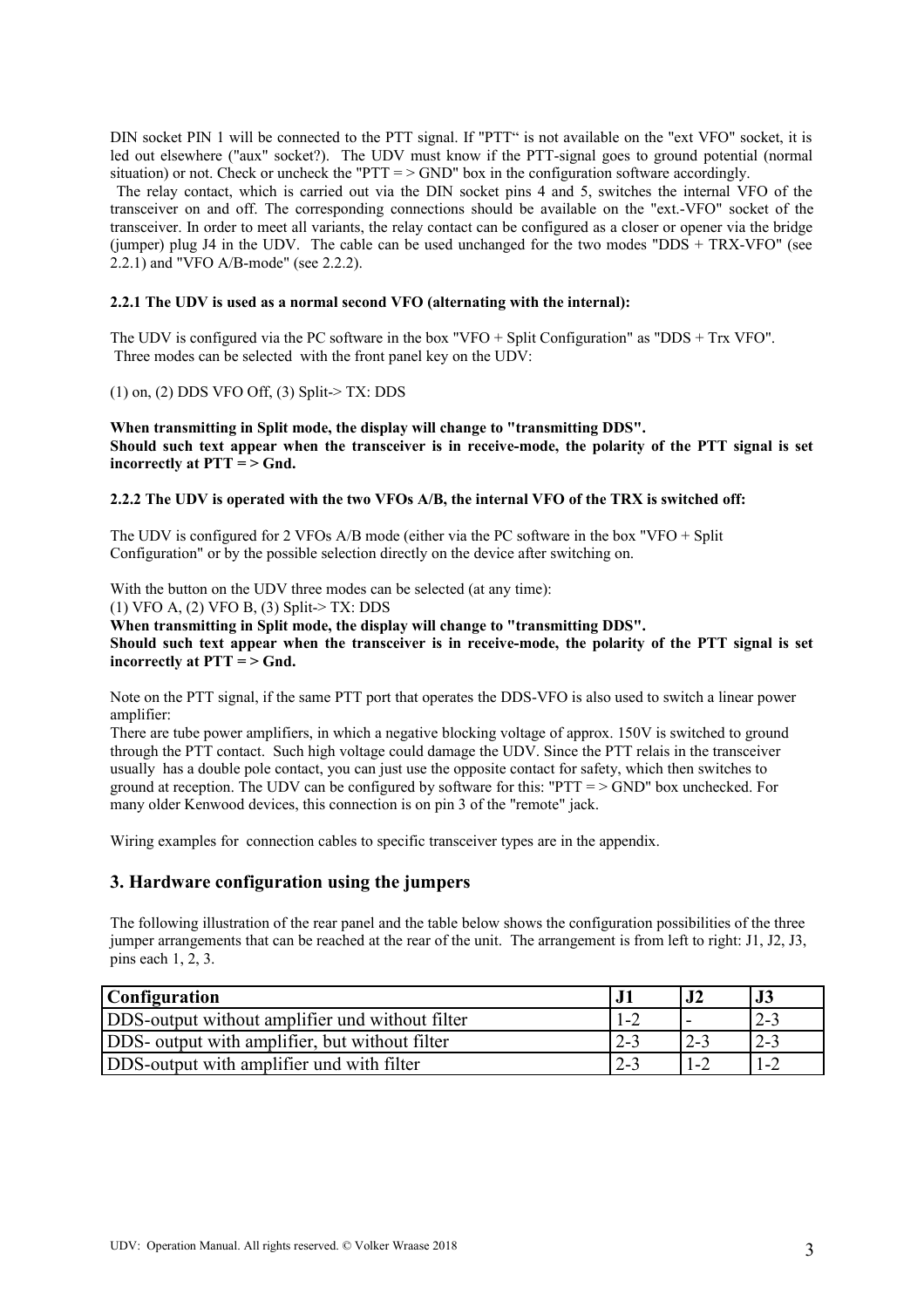DIN socket PIN 1 will be connected to the PTT signal. If "PTT“ is not available on the "ext VFO" socket, it is led out elsewhere ("aux" socket?). The UDV must know if the PTT-signal goes to ground potential (normal situation) or not. Check or uncheck the "PTT = > GND" box in the configuration software accordingly.

The relay contact, which is carried out via the DIN socket pins 4 and 5, switches the internal VFO of the transceiver on and off. The corresponding connections should be available on the "ext.-VFO" socket of the transceiver. In order to meet all variants, the relay contact can be configured as a closer or opener via the bridge (jumper) plug J4 in the UDV. The cable can be used unchanged for the two modes "DDS + TRX-VFO" (see 2.2.1) and "VFO A/B-mode" (see 2.2.2).

#### 2.2.1 The UDV is used as a normal second VFO (alternating with the internal):

The UDV is configured via the PC software in the box "VFO + Split Configuration" as "DDS + Trx VFO". Three modes can be selected with the front panel key on the UDV:

(1) on, (2) DDS VFO Off, (3) Split-> TX: DDS

**When transmitting in Split mode, the display will change to "transmitting DDS".**
**Should such text appear when the transceiver is in receive-mode, the polarity of the PTT signal is set incorrectly at PTT = > Gnd.**

#### 2.2.2 The UDV is operated with the two VFOs A/B, the internal VFO of the TRX is switched off:

The UDV is configured for 2 VFOs A/B mode (either via the PC software in the box "VFO + Split Configuration" or by the possible selection directly on the device after switching on.

With the button on the UDV three modes can be selected (at any time):
(1) VFO A, (2) VFO B, (3) Split-> TX: DDS
**When transmitting in Split mode, the display will change to "transmitting DDS".**
**Should such text appear when the transceiver is in receive-mode, the polarity of the PTT signal is set incorrectly at PTT = > Gnd.**

Note on the PTT signal, if the same PTT port that operates the DDS-VFO is also used to switch a linear power amplifier:
There are tube power amplifiers, in which a negative blocking voltage of approx. 150V is switched to ground through the PTT contact. Such high voltage could damage the UDV. Since the PTT relais in the transceiver usually has a double pole contact, you can just use the opposite contact for safety, which then switches to ground at reception. The UDV can be configured by software for this: "PTT = > GND" box unchecked. For many older Kenwood devices, this connection is on pin 3 of the "remote" jack.

Wiring examples for connection cables to specific transceiver types are in the appendix.

## 3. Hardware configuration using the jumpers

The following illustration of the rear panel and the table below shows the configuration possibilities of the three jumper arrangements that can be reached at the rear of the unit. The arrangement is from left to right: J1, J2, J3, pins each 1, 2, 3.

| Configuration | J1 | J2 | J3 |
|---|---|---|---|
| DDS-output without amplifier und without filter | 1-2 | - | 2-3 |
| DDS- output with amplifier, but without filter | 2-3 | 2-3 | 2-3 |
| DDS-output with amplifier und with filter | 2-3 | 1-2 | 1-2 |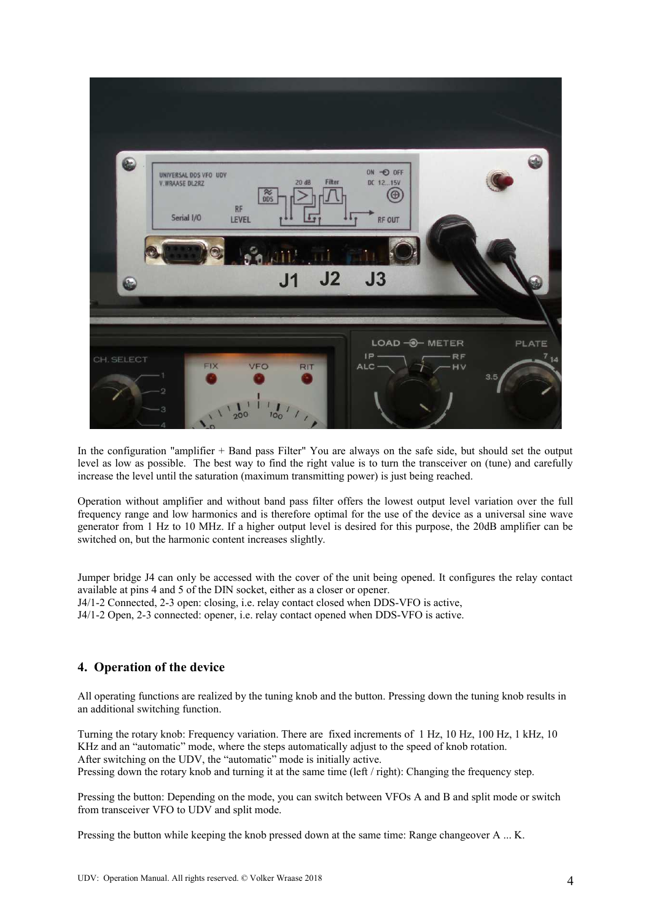In the configuration "amplifier + Band pass Filter" You are always on the safe side, but should set the output level as low as possible. The best way to find the right value is to turn the transceiver on (tune) and carefully increase the level until the saturation (maximum transmitting power) is just being reached.

Operation without amplifier and without band pass filter offers the lowest output level variation over the full frequency range and low harmonics and is therefore optimal for the use of the device as a universal sine wave generator from 1 Hz to 10 MHz. If a higher output level is desired for this purpose, the 20dB amplifier can be switched on, but the harmonic content increases slightly.

Jumper bridge J4 can only be accessed with the cover of the unit being opened. It configures the relay contact available at pins 4 and 5 of the DIN socket, either as a closer or opener.
J4/1-2 Connected, 2-3 open: closing, i.e. relay contact closed when DDS-VFO is active,
J4/1-2 Open, 2-3 connected: opener, i.e. relay contact opened when DDS-VFO is active.

## 4. Operation of the device

All operating functions are realized by the tuning knob and the button. Pressing down the tuning knob results in an additional switching function.

Turning the rotary knob: Frequency variation. There are fixed increments of 1 Hz, 10 Hz, 100 Hz, 1 kHz, 10 KHz and an “automatic” mode, where the steps automatically adjust to the speed of knob rotation.
After switching on the UDV, the “automatic” mode is initially active.
Pressing down the rotary knob and turning it at the same time (left / right): Changing the frequency step.

Pressing the button: Depending on the mode, you can switch between VFOs A and B and split mode or switch from transceiver VFO to UDV and split mode.

Pressing the button while keeping the knob pressed down at the same time: Range changeover A ... K.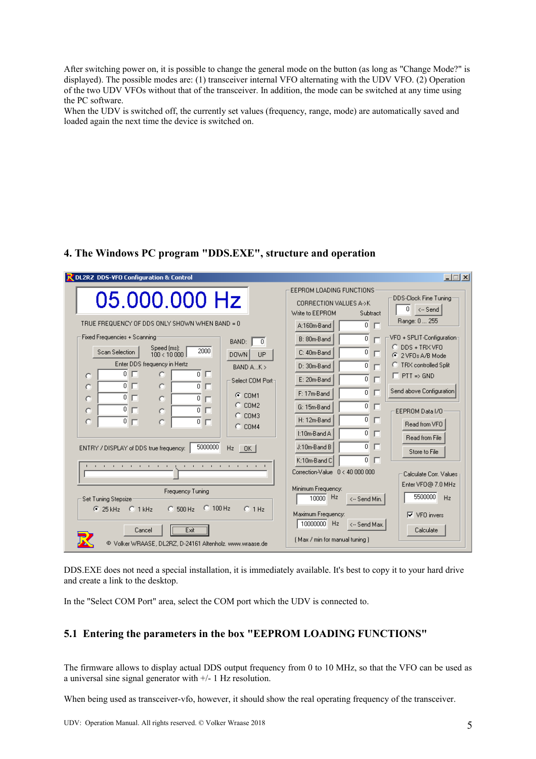After switching power on, it is possible to change the general mode on the button (as long as "Change Mode?" is displayed). The possible modes are: (1) transceiver internal VFO alternating with the UDV VFO. (2) Operation of the two UDV VFOs without that of the transceiver. In addition, the mode can be switched at any time using the PC software.
When the UDV is switched off, the currently set values (frequency, range, mode) are automatically saved and loaded again the next time the device is switched on.

## 4. The Windows PC program "DDS.EXE", structure and operation

DDS.EXE does not need a special installation, it is immediately available. It's best to copy it to your hard drive and create a link to the desktop.

In the "Select COM Port" area, select the COM port which the UDV is connected to.

### 5.1 Entering the parameters in the box "EEPROM LOADING FUNCTIONS"

The firmware allows to display actual DDS output frequency from 0 to 10 MHz, so that the VFO can be used as a universal sine signal generator with +/- 1 Hz resolution.

When being used as transceiver-vfo, however, it should show the real operating frequency of the transceiver.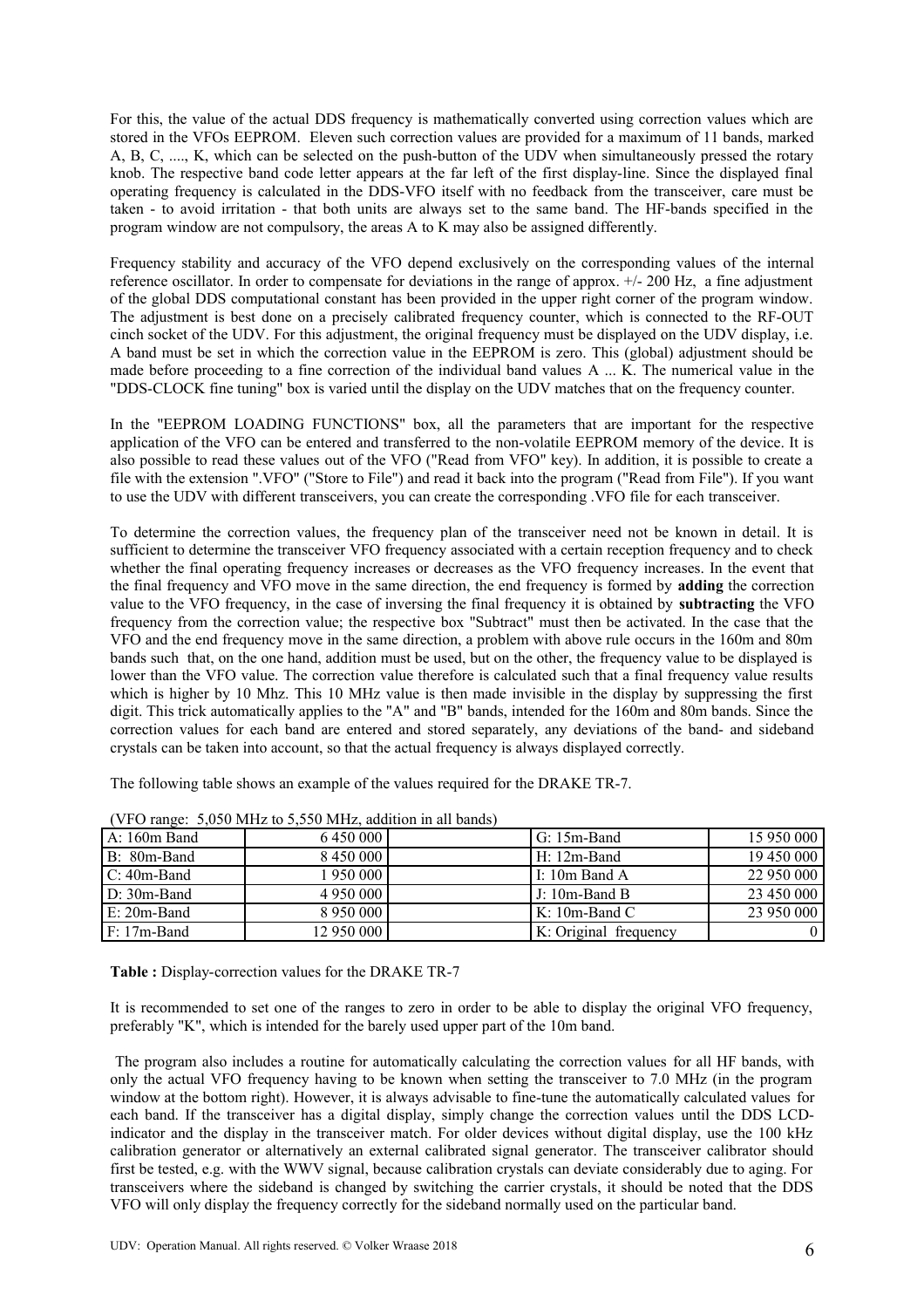For this, the value of the actual DDS frequency is mathematically converted using correction values which are stored in the VFOs EEPROM. Eleven such correction values are provided for a maximum of 11 bands, marked A, B, C, ...., K, which can be selected on the push-button of the UDV when simultaneously pressed the rotary knob. The respective band code letter appears at the far left of the first display-line. Since the displayed final operating frequency is calculated in the DDS-VFO itself with no feedback from the transceiver, care must be taken - to avoid irritation - that both units are always set to the same band. The HF-bands specified in the program window are not compulsory, the areas A to K may also be assigned differently.

Frequency stability and accuracy of the VFO depend exclusively on the corresponding values of the internal reference oscillator. In order to compensate for deviations in the range of approx. +/- 200 Hz, a fine adjustment of the global DDS computational constant has been provided in the upper right corner of the program window. The adjustment is best done on a precisely calibrated frequency counter, which is connected to the RF-OUT cinch socket of the UDV. For this adjustment, the original frequency must be displayed on the UDV display, i.e. A band must be set in which the correction value in the EEPROM is zero. This (global) adjustment should be made before proceeding to a fine correction of the individual band values A ... K. The numerical value in the "DDS-CLOCK fine tuning" box is varied until the display on the UDV matches that on the frequency counter.

In the "EEPROM LOADING FUNCTIONS" box, all the parameters that are important for the respective application of the VFO can be entered and transferred to the non-volatile EEPROM memory of the device. It is also possible to read these values out of the VFO ("Read from VFO" key). In addition, it is possible to create a file with the extension ".VFO" ("Store to File") and read it back into the program ("Read from File"). If you want to use the UDV with different transceivers, you can create the corresponding .VFO file for each transceiver.

To determine the correction values, the frequency plan of the transceiver need not be known in detail. It is sufficient to determine the transceiver VFO frequency associated with a certain reception frequency and to check whether the final operating frequency increases or decreases as the VFO frequency increases. In the event that the final frequency and VFO move in the same direction, the end frequency is formed by **adding** the correction value to the VFO frequency, in the case of inversing the final frequency it is obtained by **subtracting** the VFO frequency from the correction value; the respective box "Subtract" must then be activated. In the case that the VFO and the end frequency move in the same direction, a problem with above rule occurs in the 160m and 80m bands such that, on the one hand, addition must be used, but on the other, the frequency value to be displayed is lower than the VFO value. The correction value therefore is calculated such that a final frequency value results which is higher by 10 Mhz. This 10 MHz value is then made invisible in the display by suppressing the first digit. This trick automatically applies to the "A" and "B" bands, intended for the 160m and 80m bands. Since the correction values for each band are entered and stored separately, any deviations of the band- and sideband crystals can be taken into account, so that the actual frequency is always displayed correctly.

The following table shows an example of the values required for the DRAKE TR-7.

(VFO range: 5,050 MHz to 5,550 MHz, addition in all bands)

| | | | | |
|---|---|---|---|---|
| A: 160m Band | 6 450 000 | | G: 15m-Band | 15 950 000 |
| B: 80m-Band | 8 450 000 | | H: 12m-Band | 19 450 000 |
| C: 40m-Band | 1 950 000 | | I: 10m Band A | 22 950 000 |
| D: 30m-Band | 4 950 000 | | J: 10m-Band B | 23 450 000 |
| E: 20m-Band | 8 950 000 | | K: 10m-Band C | 23 950 000 |
| F: 17m-Band | 12 950 000 | | K: Original frequency | 0 |

**Table :** Display-correction values for the DRAKE TR-7

It is recommended to set one of the ranges to zero in order to be able to display the original VFO frequency, preferably "K", which is intended for the barely used upper part of the 10m band.

The program also includes a routine for automatically calculating the correction values for all HF bands, with only the actual VFO frequency having to be known when setting the transceiver to 7.0 MHz (in the program window at the bottom right). However, it is always advisable to fine-tune the automatically calculated values for each band. If the transceiver has a digital display, simply change the correction values until the DDS LCD-indicator and the display in the transceiver match. For older devices without digital display, use the 100 kHz calibration generator or alternatively an external calibrated signal generator. The transceiver calibrator should first be tested, e.g. with the WWV signal, because calibration crystals can deviate considerably due to aging. For transceivers where the sideband is changed by switching the carrier crystals, it should be noted that the DDS VFO will only display the frequency correctly for the sideband normally used on the particular band.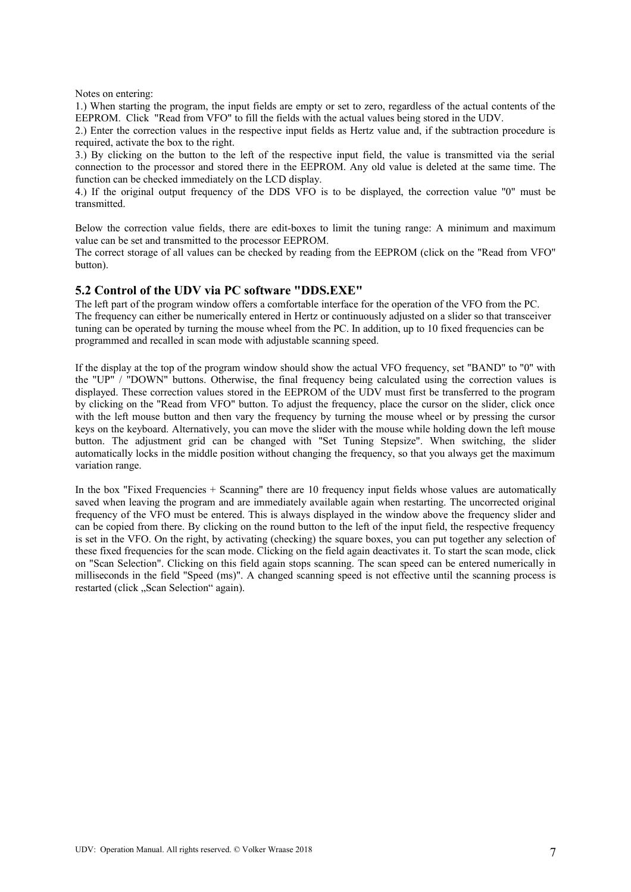Notes on entering:

1.) When starting the program, the input fields are empty or set to zero, regardless of the actual contents of the EEPROM. Click "Read from VFO" to fill the fields with the actual values being stored in the UDV.

2.) Enter the correction values in the respective input fields as Hertz value and, if the subtraction procedure is required, activate the box to the right.

3.) By clicking on the button to the left of the respective input field, the value is transmitted via the serial connection to the processor and stored there in the EEPROM. Any old value is deleted at the same time. The function can be checked immediately on the LCD display.

4.) If the original output frequency of the DDS VFO is to be displayed, the correction value "0" must be transmitted.

Below the correction value fields, there are edit-boxes to limit the tuning range: A minimum and maximum value can be set and transmitted to the processor EEPROM.

The correct storage of all values can be checked by reading from the EEPROM (click on the "Read from VFO" button).

## 5.2 Control of the UDV via PC software "DDS.EXE"

The left part of the program window offers a comfortable interface for the operation of the VFO from the PC. The frequency can either be numerically entered in Hertz or continuously adjusted on a slider so that transceiver tuning can be operated by turning the mouse wheel from the PC. In addition, up to 10 fixed frequencies can be programmed and recalled in scan mode with adjustable scanning speed.

If the display at the top of the program window should show the actual VFO frequency, set "BAND" to "0" with the "UP" / "DOWN" buttons. Otherwise, the final frequency being calculated using the correction values is displayed. These correction values stored in the EEPROM of the UDV must first be transferred to the program by clicking on the "Read from VFO" button. To adjust the frequency, place the cursor on the slider, click once with the left mouse button and then vary the frequency by turning the mouse wheel or by pressing the cursor keys on the keyboard. Alternatively, you can move the slider with the mouse while holding down the left mouse button. The adjustment grid can be changed with "Set Tuning Stepsize". When switching, the slider automatically locks in the middle position without changing the frequency, so that you always get the maximum variation range.

In the box "Fixed Frequencies + Scanning" there are 10 frequency input fields whose values are automatically saved when leaving the program and are immediately available again when restarting. The uncorrected original frequency of the VFO must be entered. This is always displayed in the window above the frequency slider and can be copied from there. By clicking on the round button to the left of the input field, the respective frequency is set in the VFO. On the right, by activating (checking) the square boxes, you can put together any selection of these fixed frequencies for the scan mode. Clicking on the field again deactivates it. To start the scan mode, click on "Scan Selection". Clicking on this field again stops scanning. The scan speed can be entered numerically in milliseconds in the field "Speed (ms)". A changed scanning speed is not effective until the scanning process is restarted (click „Scan Selection“ again).